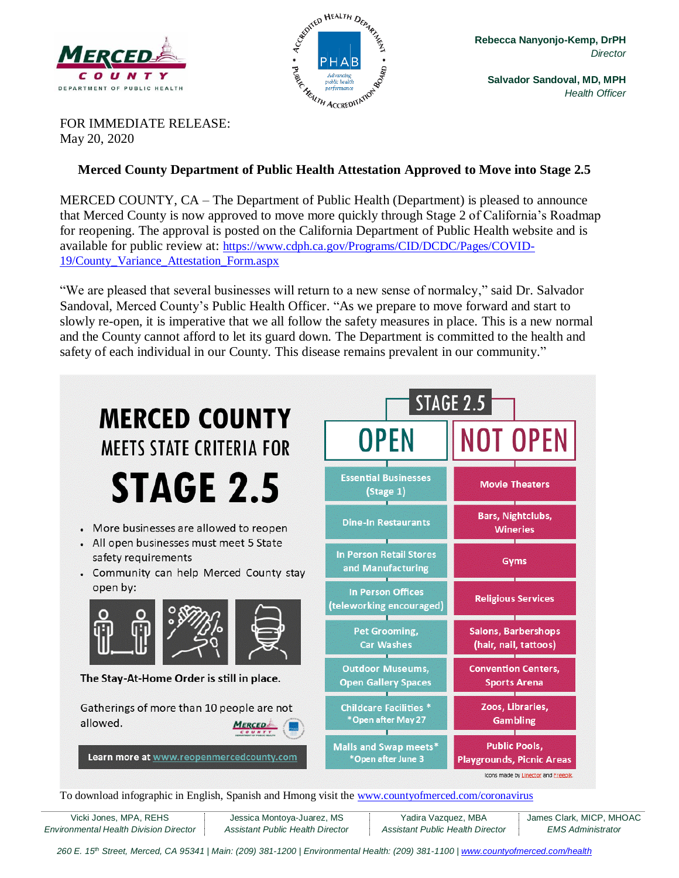MERCED COUNTY
DEPARTMENT OF PUBLIC HEALTH

**Rebecca Nanyonjo-Kemp, DrPH**
*Director*

**Salvador Sandoval, MD, MPH**
*Health Officer*

FOR IMMEDIATE RELEASE:
May 20, 2020

## Merced County Department of Public Health Attestation Approved to Move into Stage 2.5

MERCED COUNTY, CA – The Department of Public Health (Department) is pleased to announce that Merced County is now approved to move more quickly through Stage 2 of California's Roadmap for reopening. The approval is posted on the California Department of Public Health website and is available for public review at: https://www.cdph.ca.gov/Programs/CID/DCDC/Pages/COVID-19/County_Variance_Attestation_Form.aspx

"We are pleased that several businesses will return to a new sense of normalcy," said Dr. Salvador Sandoval, Merced County's Public Health Officer. "As we prepare to move forward and start to slowly re-open, it is imperative that we all follow the safety measures in place. This is a new normal and the County cannot afford to let its guard down. The Department is committed to the health and safety of each individual in our County. This disease remains prevalent in our community."

### MERCED COUNTY MEETS STATE CRITERIA FOR STAGE 2.5

- More businesses are allowed to reopen
- All open businesses must meet 5 State safety requirements
- Community can help Merced County stay open by:

**The Stay-At-Home Order is still in place.**

Gatherings of more than 10 people are not allowed.

**Learn more at www.reopenmercedcounty.com**

**STAGE 2.5**

| OPEN | NOT OPEN |
|---|---|
| Essential Businesses (Stage 1) | Movie Theaters |
| Dine-In Restaurants | Bars, Nightclubs, Wineries |
| In Person Retail Stores and Manufacturing | Gyms |
| In Person Offices (teleworking encouraged) | Religious Services |
| Pet Grooming, Car Washes | Salons, Barbershops (hair, nail, tattoos) |
| Outdoor Museums, Open Gallery Spaces | Convention Centers, Sports Arena |
| Childcare Facilities * *Open after May 27 | Zoos, Libraries, Gambling |
| Malls and Swap meets* *Open after June 3 | Public Pools, Playgrounds, Picnic Areas |

Icons made by Linector and Freepik.

To download infographic in English, Spanish and Hmong visit the www.countyofmerced.com/coronavirus

| Vicki Jones, MPA, REHS | Jessica Montoya-Juarez, MS | Yadira Vazquez, MBA | James Clark, MICP, MHOAC |
|---|---|---|---|
| *Environmental Health Division Director* | *Assistant Public Health Director* | *Assistant Public Health Director* | *EMS Administrator* |

*260 E. 15th Street, Merced, CA 95341 | Main: (209) 381-1200 | Environmental Health: (209) 381-1100 | www.countyofmerced.com/health*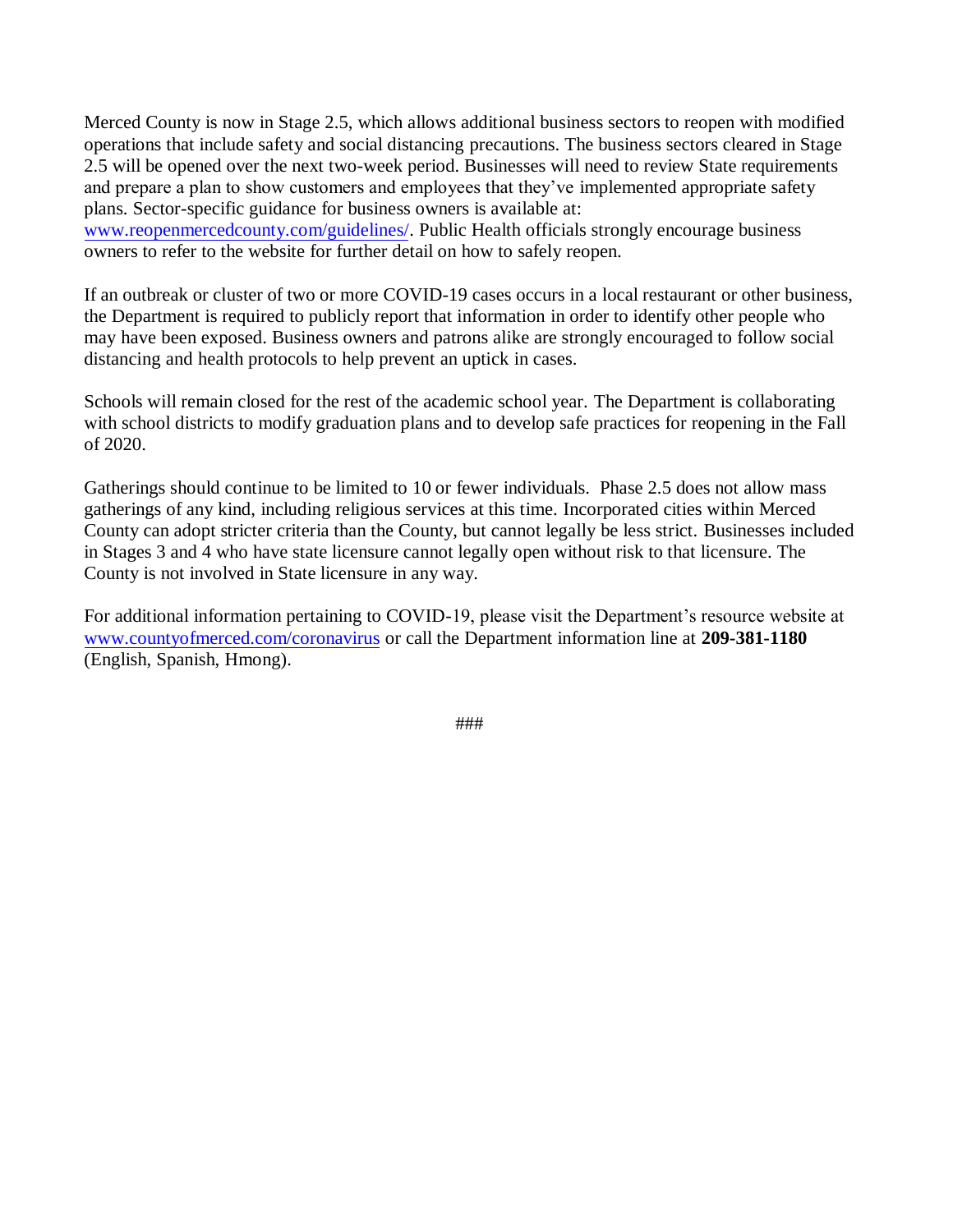Merced County is now in Stage 2.5, which allows additional business sectors to reopen with modified operations that include safety and social distancing precautions. The business sectors cleared in Stage 2.5 will be opened over the next two-week period. Businesses will need to review State requirements and prepare a plan to show customers and employees that they've implemented appropriate safety plans. Sector-specific guidance for business owners is available at: www.reopenmercedcounty.com/guidelines/. Public Health officials strongly encourage business owners to refer to the website for further detail on how to safely reopen.

If an outbreak or cluster of two or more COVID-19 cases occurs in a local restaurant or other business, the Department is required to publicly report that information in order to identify other people who may have been exposed. Business owners and patrons alike are strongly encouraged to follow social distancing and health protocols to help prevent an uptick in cases.

Schools will remain closed for the rest of the academic school year. The Department is collaborating with school districts to modify graduation plans and to develop safe practices for reopening in the Fall of 2020.

Gatherings should continue to be limited to 10 or fewer individuals. Phase 2.5 does not allow mass gatherings of any kind, including religious services at this time. Incorporated cities within Merced County can adopt stricter criteria than the County, but cannot legally be less strict. Businesses included in Stages 3 and 4 who have state licensure cannot legally open without risk to that licensure. The County is not involved in State licensure in any way.

For additional information pertaining to COVID-19, please visit the Department's resource website at www.countyofmerced.com/coronavirus or call the Department information line at **209-381-1180** (English, Spanish, Hmong).

###